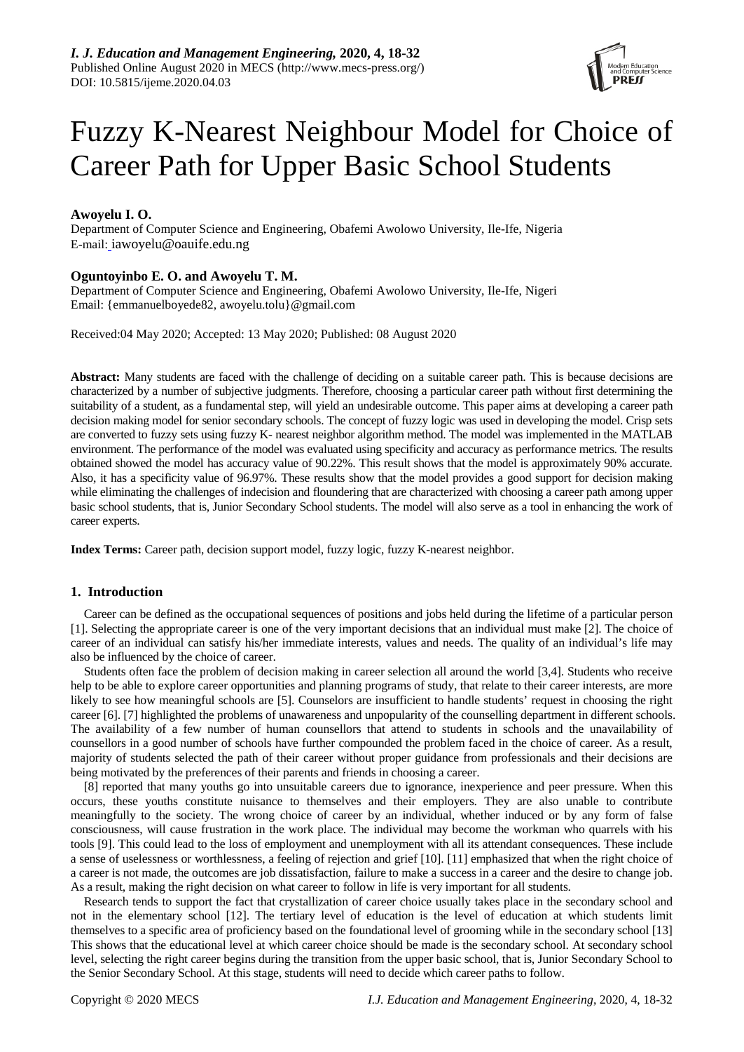*I. J. Education and Management Engineering,* **2020, 4, 18-32**
Published Online August 2020 in MECS (http://www.mecs-press.org/)
DOI: 10.5815/ijeme.2020.04.03

# Fuzzy K-Nearest Neighbour Model for Choice of Career Path for Upper Basic School Students

**Awoyelu I. O.**
Department of Computer Science and Engineering, Obafemi Awolowo University, Ile-Ife, Nigeria
E-mail: iawoyelu@oauife.edu.ng

**Oguntoyinbo E. O. and Awoyelu T. M.**
Department of Computer Science and Engineering, Obafemi Awolowo University, Ile-Ife, Nigeri
Email: {emmanuelboyede82, awoyelu.tolu}@gmail.com

Received:04 May 2020; Accepted: 13 May 2020; Published: 08 August 2020

**Abstract:** Many students are faced with the challenge of deciding on a suitable career path. This is because decisions are characterized by a number of subjective judgments. Therefore, choosing a particular career path without first determining the suitability of a student, as a fundamental step, will yield an undesirable outcome. This paper aims at developing a career path decision making model for senior secondary schools. The concept of fuzzy logic was used in developing the model. Crisp sets are converted to fuzzy sets using fuzzy K- nearest neighbor algorithm method. The model was implemented in the MATLAB environment. The performance of the model was evaluated using specificity and accuracy as performance metrics. The results obtained showed the model has accuracy value of 90.22%. This result shows that the model is approximately 90% accurate. Also, it has a specificity value of 96.97%. These results show that the model provides a good support for decision making while eliminating the challenges of indecision and floundering that are characterized with choosing a career path among upper basic school students, that is, Junior Secondary School students. The model will also serve as a tool in enhancing the work of career experts.

**Index Terms:** Career path, decision support model, fuzzy logic, fuzzy K-nearest neighbor.

## 1. Introduction

Career can be defined as the occupational sequences of positions and jobs held during the lifetime of a particular person [1]. Selecting the appropriate career is one of the very important decisions that an individual must make [2]. The choice of career of an individual can satisfy his/her immediate interests, values and needs. The quality of an individual's life may also be influenced by the choice of career.

Students often face the problem of decision making in career selection all around the world [3,4]. Students who receive help to be able to explore career opportunities and planning programs of study, that relate to their career interests, are more likely to see how meaningful schools are [5]. Counselors are insufficient to handle students' request in choosing the right career [6]. [7] highlighted the problems of unawareness and unpopularity of the counselling department in different schools. The availability of a few number of human counsellors that attend to students in schools and the unavailability of counsellors in a good number of schools have further compounded the problem faced in the choice of career. As a result, majority of students selected the path of their career without proper guidance from professionals and their decisions are being motivated by the preferences of their parents and friends in choosing a career.

[8] reported that many youths go into unsuitable careers due to ignorance, inexperience and peer pressure. When this occurs, these youths constitute nuisance to themselves and their employers. They are also unable to contribute meaningfully to the society. The wrong choice of career by an individual, whether induced or by any form of false consciousness, will cause frustration in the work place. The individual may become the workman who quarrels with his tools [9]. This could lead to the loss of employment and unemployment with all its attendant consequences. These include a sense of uselessness or worthlessness, a feeling of rejection and grief [10]. [11] emphasized that when the right choice of a career is not made, the outcomes are job dissatisfaction, failure to make a success in a career and the desire to change job. As a result, making the right decision on what career to follow in life is very important for all students.

Research tends to support the fact that crystallization of career choice usually takes place in the secondary school and not in the elementary school [12]. The tertiary level of education is the level of education at which students limit themselves to a specific area of proficiency based on the foundational level of grooming while in the secondary school [13] This shows that the educational level at which career choice should be made is the secondary school. At secondary school level, selecting the right career begins during the transition from the upper basic school, that is, Junior Secondary School to the Senior Secondary School. At this stage, students will need to decide which career paths to follow.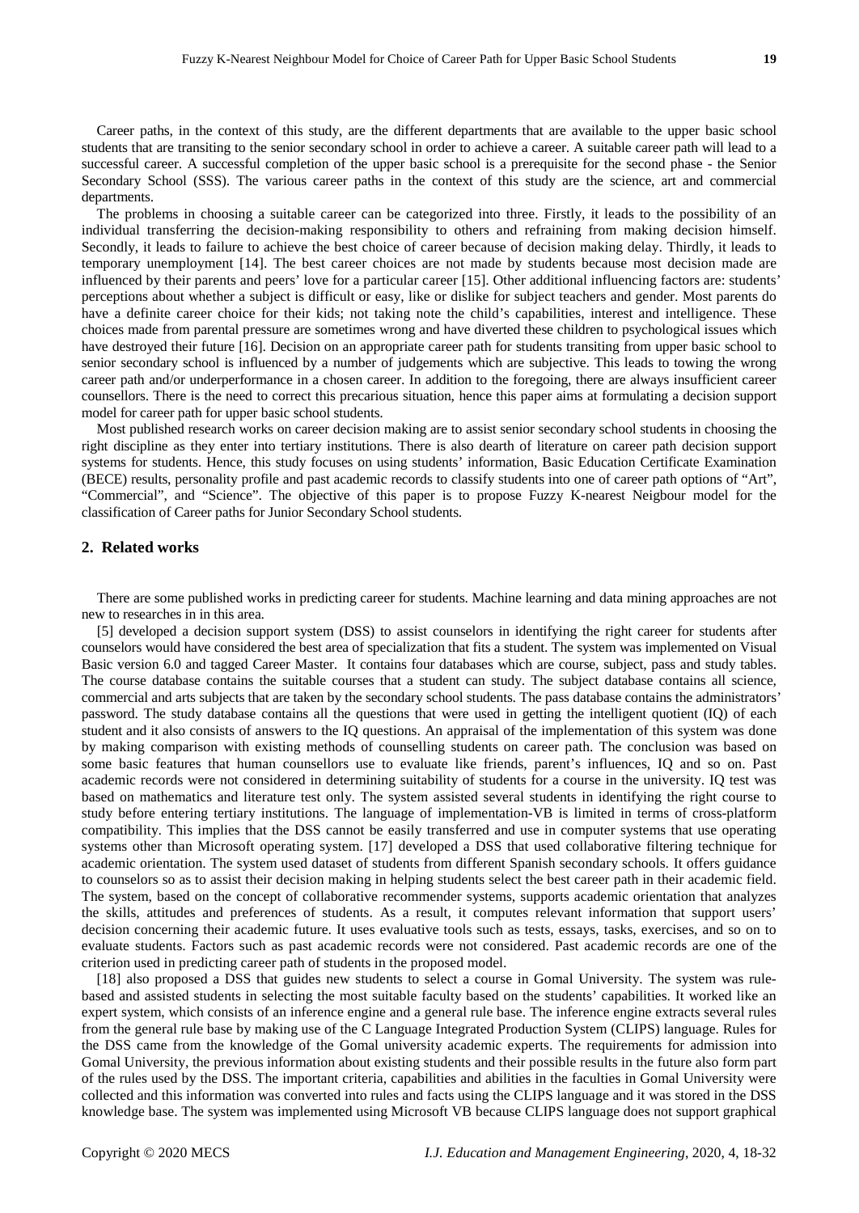Career paths, in the context of this study, are the different departments that are available to the upper basic school students that are transiting to the senior secondary school in order to achieve a career. A suitable career path will lead to a successful career. A successful completion of the upper basic school is a prerequisite for the second phase - the Senior Secondary School (SSS). The various career paths in the context of this study are the science, art and commercial departments.

The problems in choosing a suitable career can be categorized into three. Firstly, it leads to the possibility of an individual transferring the decision-making responsibility to others and refraining from making decision himself. Secondly, it leads to failure to achieve the best choice of career because of decision making delay. Thirdly, it leads to temporary unemployment [14]. The best career choices are not made by students because most decision made are influenced by their parents and peers' love for a particular career [15]. Other additional influencing factors are: students' perceptions about whether a subject is difficult or easy, like or dislike for subject teachers and gender. Most parents do have a definite career choice for their kids; not taking note the child's capabilities, interest and intelligence. These choices made from parental pressure are sometimes wrong and have diverted these children to psychological issues which have destroyed their future [16]. Decision on an appropriate career path for students transiting from upper basic school to senior secondary school is influenced by a number of judgements which are subjective. This leads to towing the wrong career path and/or underperformance in a chosen career. In addition to the foregoing, there are always insufficient career counsellors. There is the need to correct this precarious situation, hence this paper aims at formulating a decision support model for career path for upper basic school students.

Most published research works on career decision making are to assist senior secondary school students in choosing the right discipline as they enter into tertiary institutions. There is also dearth of literature on career path decision support systems for students. Hence, this study focuses on using students' information, Basic Education Certificate Examination (BECE) results, personality profile and past academic records to classify students into one of career path options of "Art", "Commercial", and "Science". The objective of this paper is to propose Fuzzy K-nearest Neigbour model for the classification of Career paths for Junior Secondary School students.

## 2. Related works

There are some published works in predicting career for students. Machine learning and data mining approaches are not new to researches in in this area.

[5] developed a decision support system (DSS) to assist counselors in identifying the right career for students after counselors would have considered the best area of specialization that fits a student. The system was implemented on Visual Basic version 6.0 and tagged Career Master. It contains four databases which are course, subject, pass and study tables. The course database contains the suitable courses that a student can study. The subject database contains all science, commercial and arts subjects that are taken by the secondary school students. The pass database contains the administrators' password. The study database contains all the questions that were used in getting the intelligent quotient (IQ) of each student and it also consists of answers to the IQ questions. An appraisal of the implementation of this system was done by making comparison with existing methods of counselling students on career path. The conclusion was based on some basic features that human counsellors use to evaluate like friends, parent's influences, IQ and so on. Past academic records were not considered in determining suitability of students for a course in the university. IQ test was based on mathematics and literature test only. The system assisted several students in identifying the right course to study before entering tertiary institutions. The language of implementation-VB is limited in terms of cross-platform compatibility. This implies that the DSS cannot be easily transferred and use in computer systems that use operating systems other than Microsoft operating system. [17] developed a DSS that used collaborative filtering technique for academic orientation. The system used dataset of students from different Spanish secondary schools. It offers guidance to counselors so as to assist their decision making in helping students select the best career path in their academic field. The system, based on the concept of collaborative recommender systems, supports academic orientation that analyzes the skills, attitudes and preferences of students. As a result, it computes relevant information that support users' decision concerning their academic future. It uses evaluative tools such as tests, essays, tasks, exercises, and so on to evaluate students. Factors such as past academic records were not considered. Past academic records are one of the criterion used in predicting career path of students in the proposed model.

[18] also proposed a DSS that guides new students to select a course in Gomal University. The system was rule-based and assisted students in selecting the most suitable faculty based on the students' capabilities. It worked like an expert system, which consists of an inference engine and a general rule base. The inference engine extracts several rules from the general rule base by making use of the C Language Integrated Production System (CLIPS) language. Rules for the DSS came from the knowledge of the Gomal university academic experts. The requirements for admission into Gomal University, the previous information about existing students and their possible results in the future also form part of the rules used by the DSS. The important criteria, capabilities and abilities in the faculties in Gomal University were collected and this information was converted into rules and facts using the CLIPS language and it was stored in the DSS knowledge base. The system was implemented using Microsoft VB because CLIPS language does not support graphical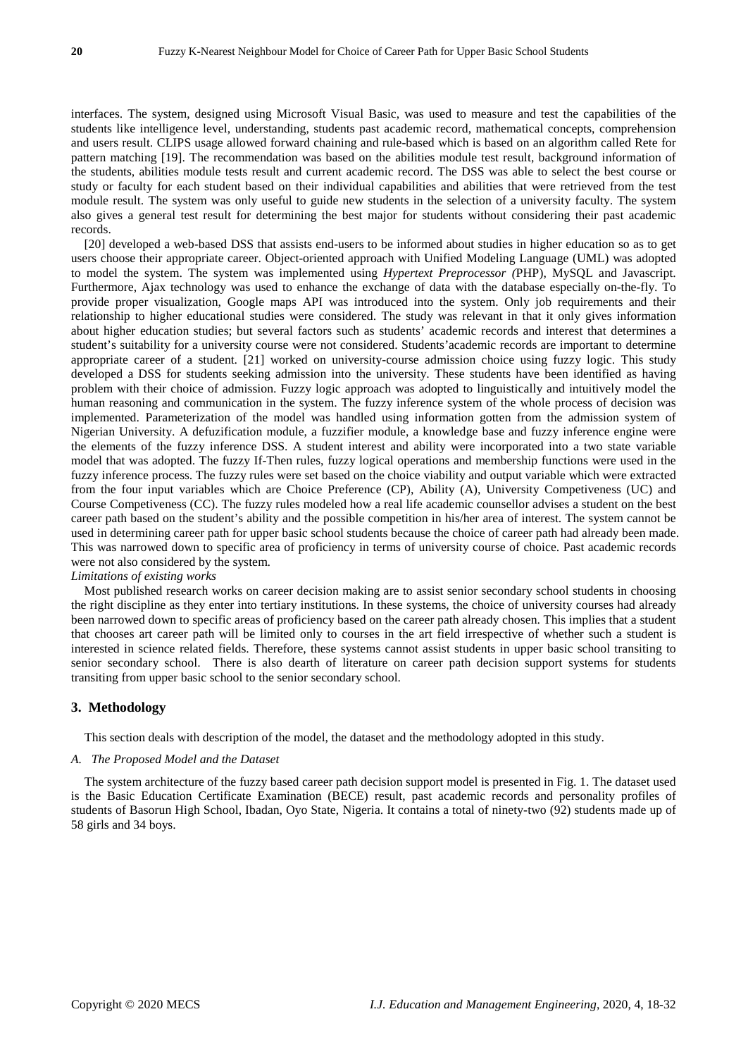interfaces. The system, designed using Microsoft Visual Basic, was used to measure and test the capabilities of the students like intelligence level, understanding, students past academic record, mathematical concepts, comprehension and users result. CLIPS usage allowed forward chaining and rule-based which is based on an algorithm called Rete for pattern matching [19]. The recommendation was based on the abilities module test result, background information of the students, abilities module tests result and current academic record. The DSS was able to select the best course or study or faculty for each student based on their individual capabilities and abilities that were retrieved from the test module result. The system was only useful to guide new students in the selection of a university faculty. The system also gives a general test result for determining the best major for students without considering their past academic records.

[20] developed a web-based DSS that assists end-users to be informed about studies in higher education so as to get users choose their appropriate career. Object-oriented approach with Unified Modeling Language (UML) was adopted to model the system. The system was implemented using *Hypertext Preprocessor (*PHP), MySQL and Javascript. Furthermore, Ajax technology was used to enhance the exchange of data with the database especially on-the-fly. To provide proper visualization, Google maps API was introduced into the system. Only job requirements and their relationship to higher educational studies were considered. The study was relevant in that it only gives information about higher education studies; but several factors such as students' academic records and interest that determines a student's suitability for a university course were not considered. Students'academic records are important to determine appropriate career of a student. [21] worked on university-course admission choice using fuzzy logic. This study developed a DSS for students seeking admission into the university. These students have been identified as having problem with their choice of admission. Fuzzy logic approach was adopted to linguistically and intuitively model the human reasoning and communication in the system. The fuzzy inference system of the whole process of decision was implemented. Parameterization of the model was handled using information gotten from the admission system of Nigerian University. A defuzification module, a fuzzifier module, a knowledge base and fuzzy inference engine were the elements of the fuzzy inference DSS. A student interest and ability were incorporated into a two state variable model that was adopted. The fuzzy If-Then rules, fuzzy logical operations and membership functions were used in the fuzzy inference process. The fuzzy rules were set based on the choice viability and output variable which were extracted from the four input variables which are Choice Preference (CP), Ability (A), University Competiveness (UC) and Course Competiveness (CC). The fuzzy rules modeled how a real life academic counsellor advises a student on the best career path based on the student's ability and the possible competition in his/her area of interest. The system cannot be used in determining career path for upper basic school students because the choice of career path had already been made. This was narrowed down to specific area of proficiency in terms of university course of choice. Past academic records were not also considered by the system.

*Limitations of existing works*

Most published research works on career decision making are to assist senior secondary school students in choosing the right discipline as they enter into tertiary institutions. In these systems, the choice of university courses had already been narrowed down to specific areas of proficiency based on the career path already chosen. This implies that a student that chooses art career path will be limited only to courses in the art field irrespective of whether such a student is interested in science related fields. Therefore, these systems cannot assist students in upper basic school transiting to senior secondary school. There is also dearth of literature on career path decision support systems for students transiting from upper basic school to the senior secondary school.

## 3. Methodology

This section deals with description of the model, the dataset and the methodology adopted in this study.

### *A. The Proposed Model and the Dataset*

The system architecture of the fuzzy based career path decision support model is presented in Fig. 1. The dataset used is the Basic Education Certificate Examination (BECE) result, past academic records and personality profiles of students of Basorun High School, Ibadan, Oyo State, Nigeria. It contains a total of ninety-two (92) students made up of 58 girls and 34 boys.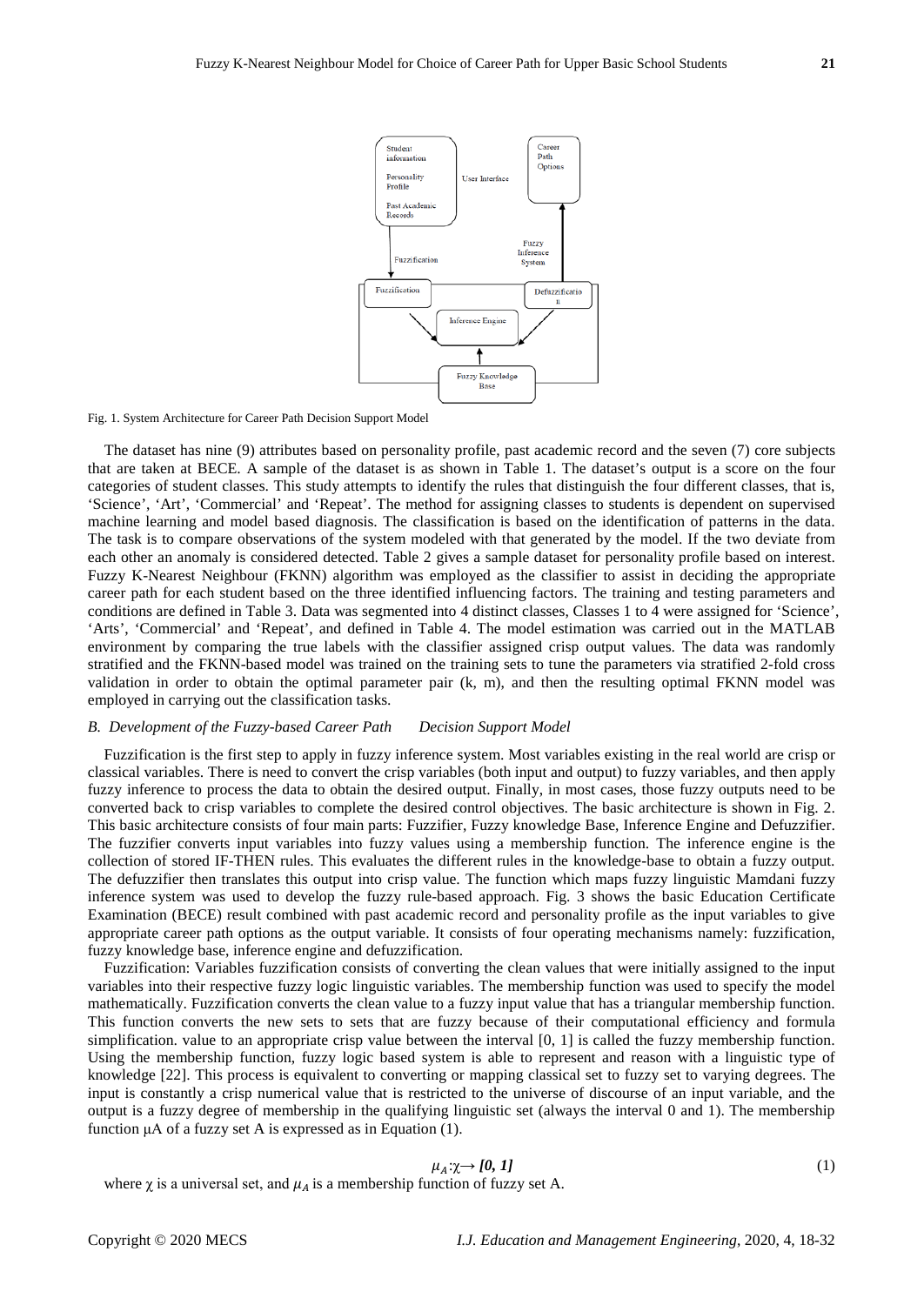Fig. 1. System Architecture for Career Path Decision Support Model

The dataset has nine (9) attributes based on personality profile, past academic record and the seven (7) core subjects that are taken at BECE. A sample of the dataset is as shown in Table 1. The dataset's output is a score on the four categories of student classes. This study attempts to identify the rules that distinguish the four different classes, that is, 'Science', 'Art', 'Commercial' and 'Repeat'. The method for assigning classes to students is dependent on supervised machine learning and model based diagnosis. The classification is based on the identification of patterns in the data. The task is to compare observations of the system modeled with that generated by the model. If the two deviate from each other an anomaly is considered detected. Table 2 gives a sample dataset for personality profile based on interest. Fuzzy K-Nearest Neighbour (FKNN) algorithm was employed as the classifier to assist in deciding the appropriate career path for each student based on the three identified influencing factors. The training and testing parameters and conditions are defined in Table 3. Data was segmented into 4 distinct classes, Classes 1 to 4 were assigned for 'Science', 'Arts', 'Commercial' and 'Repeat', and defined in Table 4. The model estimation was carried out in the MATLAB environment by comparing the true labels with the classifier assigned crisp output values. The data was randomly stratified and the FKNN-based model was trained on the training sets to tune the parameters via stratified 2-fold cross validation in order to obtain the optimal parameter pair (k, m), and then the resulting optimal FKNN model was employed in carrying out the classification tasks.

### *B. Development of the Fuzzy-based Career Path Decision Support Model*

Fuzzification is the first step to apply in fuzzy inference system. Most variables existing in the real world are crisp or classical variables. There is need to convert the crisp variables (both input and output) to fuzzy variables, and then apply fuzzy inference to process the data to obtain the desired output. Finally, in most cases, those fuzzy outputs need to be converted back to crisp variables to complete the desired control objectives. The basic architecture is shown in Fig. 2. This basic architecture consists of four main parts: Fuzzifier, Fuzzy knowledge Base, Inference Engine and Defuzzifier. The fuzzifier converts input variables into fuzzy values using a membership function. The inference engine is the collection of stored IF-THEN rules. This evaluates the different rules in the knowledge-base to obtain a fuzzy output. The defuzzifier then translates this output into crisp value. The function which maps fuzzy linguistic Mamdani fuzzy inference system was used to develop the fuzzy rule-based approach. Fig. 3 shows the basic Education Certificate Examination (BECE) result combined with past academic record and personality profile as the input variables to give appropriate career path options as the output variable. It consists of four operating mechanisms namely: fuzzification, fuzzy knowledge base, inference engine and defuzzification.

Fuzzification: Variables fuzzification consists of converting the clean values that were initially assigned to the input variables into their respective fuzzy logic linguistic variables. The membership function was used to specify the model mathematically. Fuzzification converts the clean value to a fuzzy input value that has a triangular membership function. This function converts the new sets to sets that are fuzzy because of their computational efficiency and formula simplification. value to an appropriate crisp value between the interval [0, 1] is called the fuzzy membership function. Using the membership function, fuzzy logic based system is able to represent and reason with a linguistic type of knowledge [22]. This process is equivalent to converting or mapping classical set to fuzzy set to varying degrees. The input is constantly a crisp numerical value that is restricted to the universe of discourse of an input variable, and the output is a fuzzy degree of membership in the qualifying linguistic set (always the interval 0 and 1). The membership function μA of a fuzzy set A is expressed as in Equation (1).

$$\mu_A : \chi \rightarrow [0, 1] \tag{1}$$

where $\chi$ is a universal set, and $\mu_A$ is a membership function of fuzzy set A.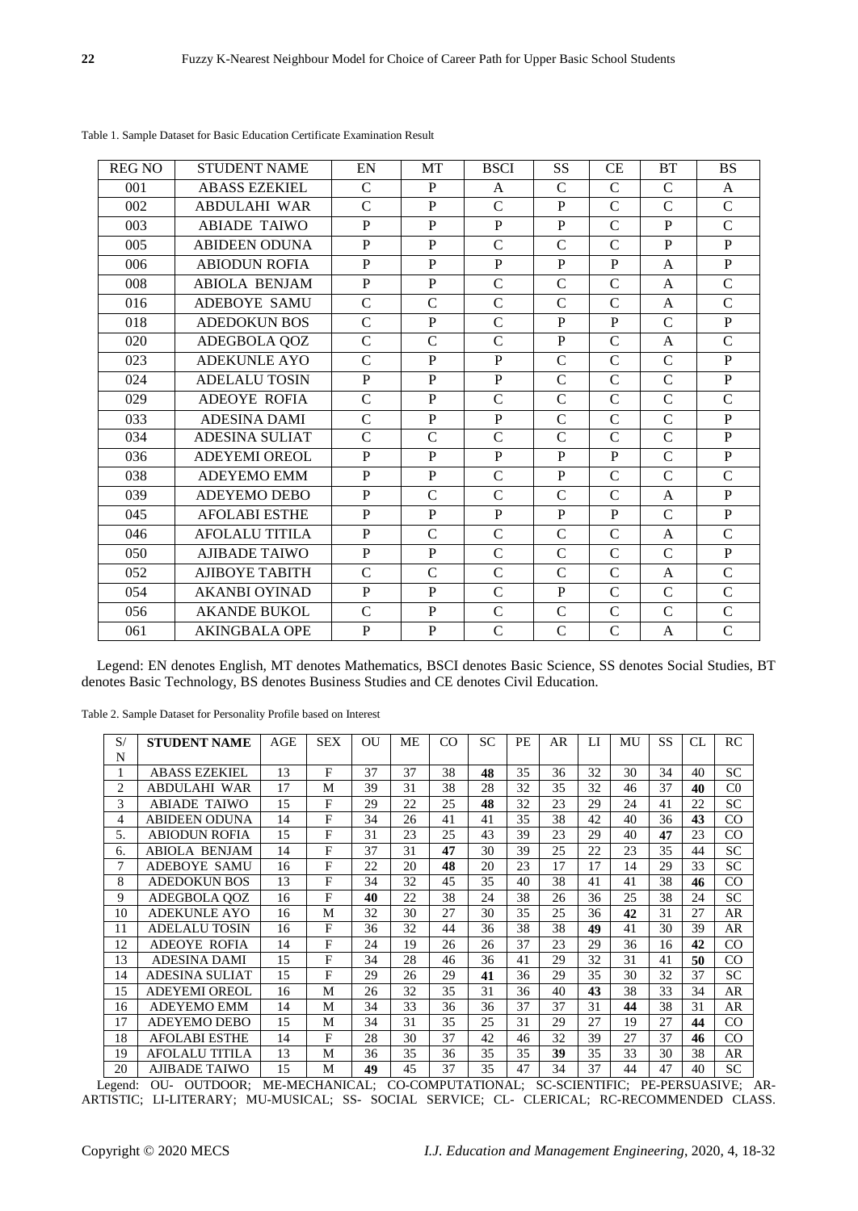Table 1. Sample Dataset for Basic Education Certificate Examination Result

| REG NO | STUDENT NAME | EN | MT | BSCI | SS | CE | BT | BS |
|---|---|---|---|---|---|---|---|---|
| 001 | ABASS EZEKIEL | C | P | A | C | C | C | A |
| 002 | ABDULAHI WAR | C | P | C | P | C | C | C |
| 003 | ABIADE TAIWO | P | P | P | P | C | P | C |
| 005 | ABIDEEN ODUNA | P | P | C | C | C | P | P |
| 006 | ABIODUN ROFIA | P | P | P | P | P | A | P |
| 008 | ABIOLA BENJAM | P | P | C | C | C | A | C |
| 016 | ADEBOYE SAMU | C | C | C | C | C | A | C |
| 018 | ADEDOKUN BOS | C | P | C | P | P | C | P |
| 020 | ADEGBOLA QOZ | C | C | C | P | C | A | C |
| 023 | ADEKUNLE AYO | C | P | P | C | C | C | P |
| 024 | ADELALU TOSIN | P | P | P | C | C | C | P |
| 029 | ADEOYE ROFIA | C | P | C | C | C | C | C |
| 033 | ADESINA DAMI | C | P | P | C | C | C | P |
| 034 | ADESINA SULIAT | C | C | C | C | C | C | P |
| 036 | ADEYEMI OREOL | P | P | P | P | P | C | P |
| 038 | ADEYEMO EMM | P | P | C | P | C | C | C |
| 039 | ADEYEMO DEBO | P | C | C | C | C | A | P |
| 045 | AFOLABI ESTHE | P | P | P | P | P | C | P |
| 046 | AFOLALU TITILA | P | C | C | C | C | A | C |
| 050 | AJIBADE TAIWO | P | P | C | C | C | C | P |
| 052 | AJIBOYE TABITH | C | C | C | C | C | A | C |
| 054 | AKANBI OYINAD | P | P | C | P | C | C | C |
| 056 | AKANDE BUKOL | C | P | C | C | C | C | C |
| 061 | AKINGBALA OPE | P | P | C | C | C | A | C |

Legend: EN denotes English, MT denotes Mathematics, BSCI denotes Basic Science, SS denotes Social Studies, BT denotes Basic Technology, BS denotes Business Studies and CE denotes Civil Education.

Table 2. Sample Dataset for Personality Profile based on Interest

| S/N | **STUDENT NAME** | AGE | SEX | OU | ME | CO | SC | PE | AR | LI | MU | SS | CL | RC |
|---|---|---|---|---|---|---|---|---|---|---|---|---|---|---|
| 1 | ABASS EZEKIEL | 13 | F | 37 | 37 | 38 | **48** | 35 | 36 | 32 | 30 | 34 | 40 | SC |
| 2 | ABDULAHI WAR | 17 | M | 39 | 31 | 38 | 28 | 32 | 35 | 32 | 46 | 37 | **40** | C0 |
| 3 | ABIADE TAIWO | 15 | F | 29 | 22 | 25 | **48** | 32 | 23 | 29 | 24 | 41 | 22 | SC |
| 4 | ABIDEEN ODUNA | 14 | F | 34 | 26 | 41 | 41 | 35 | 38 | 42 | 40 | 36 | **43** | CO |
| 5. | ABIODUN ROFIA | 15 | F | 31 | 23 | 25 | 43 | 39 | 23 | 29 | 40 | **47** | 23 | CO |
| 6. | ABIOLA BENJAM | 14 | F | 37 | 31 | **47** | 30 | 39 | 25 | 22 | 23 | 35 | 44 | SC |
| 7 | ADEBOYE SAMU | 16 | F | 22 | 20 | **48** | 20 | 23 | 17 | 17 | 14 | 29 | 33 | SC |
| 8 | ADEDOKUN BOS | 13 | F | 34 | 32 | 45 | 35 | 40 | 38 | 41 | 41 | 38 | **46** | CO |
| 9 | ADEGBOLA QOZ | 16 | F | **40** | 22 | 38 | 24 | 38 | 26 | 36 | 25 | 38 | 24 | SC |
| 10 | ADEKUNLE AYO | 16 | M | 32 | 30 | 27 | 30 | 35 | 25 | 36 | **42** | 31 | 27 | AR |
| 11 | ADELALU TOSIN | 16 | F | 36 | 32 | 44 | 36 | 38 | 38 | **49** | 41 | 30 | 39 | AR |
| 12 | ADEOYE ROFIA | 14 | F | 24 | 19 | 26 | 26 | 37 | 23 | 29 | 36 | 16 | **42** | CO |
| 13 | ADESINA DAMI | 15 | F | 34 | 28 | 46 | 36 | 41 | 29 | 32 | 31 | 41 | **50** | CO |
| 14 | ADESINA SULIAT | 15 | F | 29 | 26 | 29 | **41** | 36 | 29 | 35 | 30 | 32 | 37 | SC |
| 15 | ADEYEMI OREOL | 16 | M | 26 | 32 | 35 | 31 | 36 | 40 | **43** | 38 | 33 | 34 | AR |
| 16 | ADEYEMO EMM | 14 | M | 34 | 33 | 36 | 36 | 37 | 37 | 31 | **44** | 38 | 31 | AR |
| 17 | ADEYEMO DEBO | 15 | M | 34 | 31 | 35 | 25 | 31 | 29 | 27 | 19 | 27 | **44** | CO |
| 18 | AFOLABI ESTHE | 14 | F | 28 | 30 | 37 | 42 | 46 | 32 | 39 | 27 | 37 | **46** | CO |
| 19 | AFOLALU TITILA | 13 | M | 36 | 35 | 36 | 35 | 35 | **39** | 35 | 33 | 30 | 38 | AR |
| 20 | AJIBADE TAIWO | 15 | M | **49** | 45 | 37 | 35 | 47 | 34 | 37 | 44 | 47 | 40 | SC |

Legend: OU- OUTDOOR; ME-MECHANICAL; CO-COMPUTATIONAL; SC-SCIENTIFIC; PE-PERSUASIVE; AR-ARTISTIC; LI-LITERARY; MU-MUSICAL; SS- SOCIAL SERVICE; CL- CLERICAL; RC-RECOMMENDED CLASS.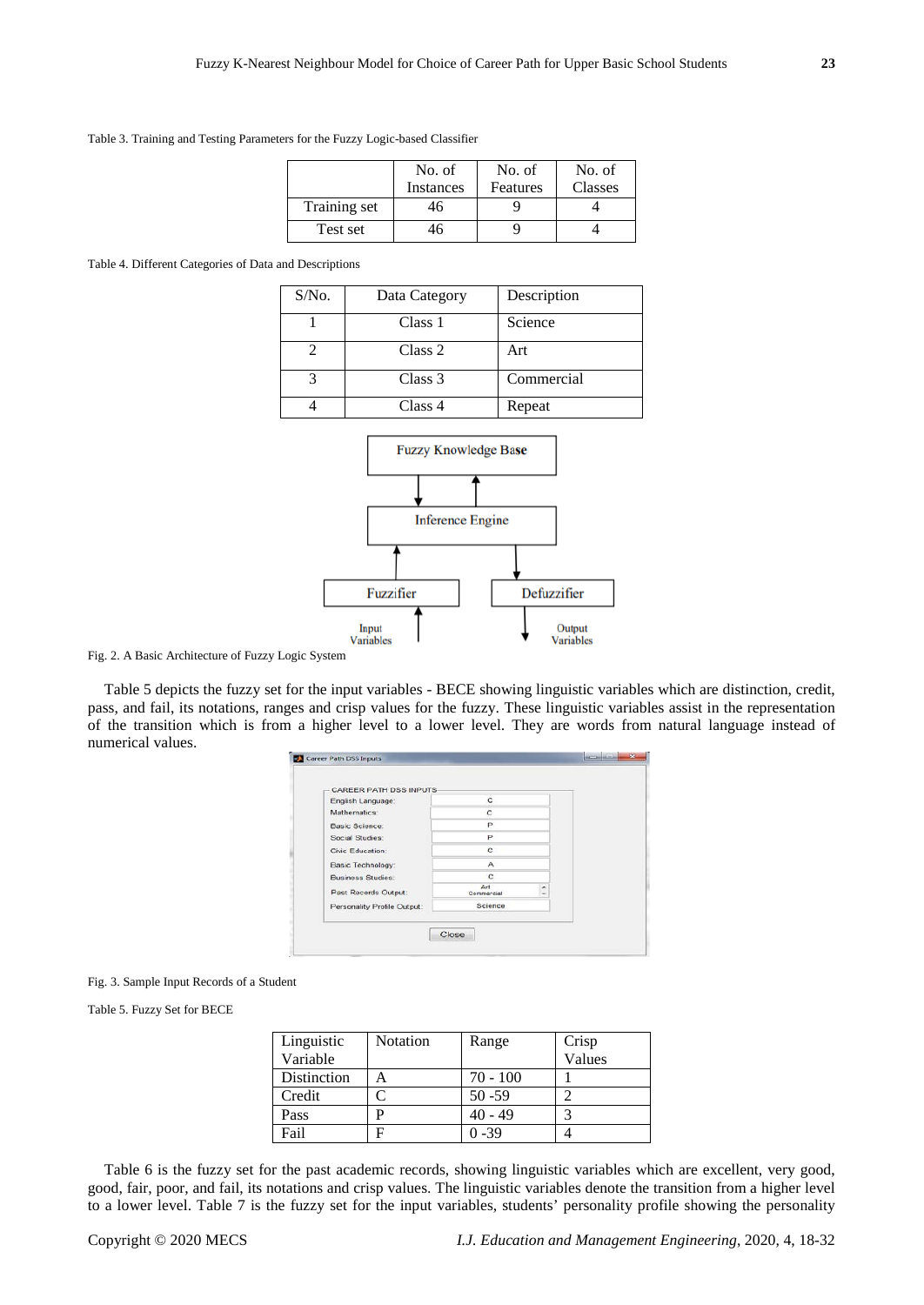Table 3. Training and Testing Parameters for the Fuzzy Logic-based Classifier

| | No. of Instances | No. of Features | No. of Classes |
|---|---|---|---|
| Training set | 46 | 9 | 4 |
| Test set | 46 | 9 | 4 |

Table 4. Different Categories of Data and Descriptions

| S/No. | Data Category | Description |
|---|---|---|
| 1 | Class 1 | Science |
| 2 | Class 2 | Art |
| 3 | Class 3 | Commercial |
| 4 | Class 4 | Repeat |

Fig. 2. A Basic Architecture of Fuzzy Logic System

Table 5 depicts the fuzzy set for the input variables - BECE showing linguistic variables which are distinction, credit, pass, and fail, its notations, ranges and crisp values for the fuzzy. These linguistic variables assist in the representation of the transition which is from a higher level to a lower level. They are words from natural language instead of numerical values.

Fig. 3. Sample Input Records of a Student

Table 5. Fuzzy Set for BECE

| Linguistic Variable | Notation | Range | Crisp Values |
|---|---|---|---|
| Distinction | A | 70 - 100 | 1 |
| Credit | C | 50 -59 | 2 |
| Pass | P | 40 - 49 | 3 |
| Fail | F | 0 -39 | 4 |

Table 6 is the fuzzy set for the past academic records, showing linguistic variables which are excellent, very good, good, fair, poor, and fail, its notations and crisp values. The linguistic variables denote the transition from a higher level to a lower level. Table 7 is the fuzzy set for the input variables, students' personality profile showing the personality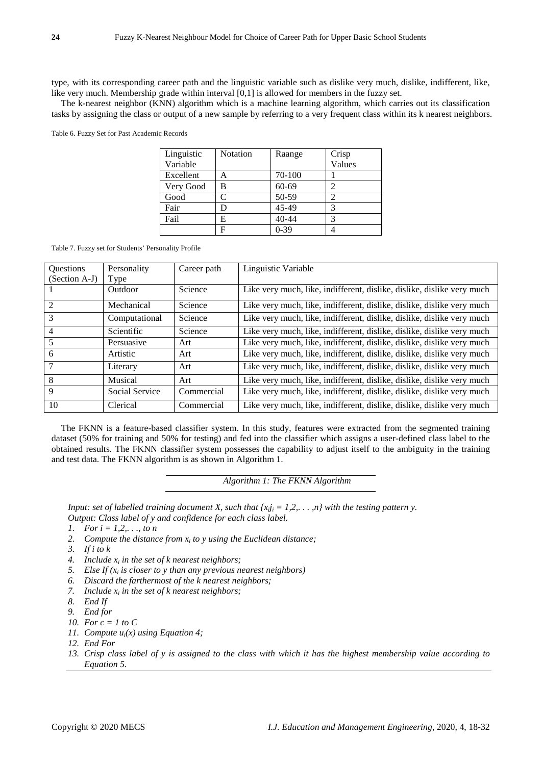type, with its corresponding career path and the linguistic variable such as dislike very much, dislike, indifferent, like, like very much. Membership grade within interval [0,1] is allowed for members in the fuzzy set.

The k-nearest neighbor (KNN) algorithm which is a machine learning algorithm, which carries out its classification tasks by assigning the class or output of a new sample by referring to a very frequent class within its k nearest neighbors.

Table 6. Fuzzy Set for Past Academic Records

| Linguistic Variable | Notation | Raange | Crisp Values |
|---|---|---|---|
| Excellent | A | 70-100 | 1 |
| Very Good | B | 60-69 | 2 |
| Good | C | 50-59 | 2 |
| Fair | D | 45-49 | 3 |
| Fail | E | 40-44 | 3 |
| | F | 0-39 | 4 |

Table 7. Fuzzy set for Students' Personality Profile

| Questions (Section A-J) | Personality Type | Career path | Linguistic Variable |
|---|---|---|---|
| 1 | Outdoor | Science | Like very much, like, indifferent, dislike, dislike, dislike very much |
| 2 | Mechanical | Science | Like very much, like, indifferent, dislike, dislike, dislike very much |
| 3 | Computational | Science | Like very much, like, indifferent, dislike, dislike, dislike very much |
| 4 | Scientific | Science | Like very much, like, indifferent, dislike, dislike, dislike very much |
| 5 | Persuasive | Art | Like very much, like, indifferent, dislike, dislike, dislike very much |
| 6 | Artistic | Art | Like very much, like, indifferent, dislike, dislike, dislike very much |
| 7 | Literary | Art | Like very much, like, indifferent, dislike, dislike, dislike very much |
| 8 | Musical | Art | Like very much, like, indifferent, dislike, dislike, dislike very much |
| 9 | Social Service | Commercial | Like very much, like, indifferent, dislike, dislike, dislike very much |
| 10 | Clerical | Commercial | Like very much, like, indifferent, dislike, dislike, dislike very much |

The FKNN is a feature-based classifier system. In this study, features were extracted from the segmented training dataset (50% for training and 50% for testing) and fed into the classifier which assigns a user-defined class label to the obtained results. The FKNN classifier system possesses the capability to adjust itself to the ambiguity in the training and test data. The FKNN algorithm is as shown in Algorithm 1.

*Algorithm 1: The FKNN Algorithm*

*Input: set of labelled training document X, such that $\{x_i j_i = 1,2,...,n\}$ with the testing pattern y.*
*Output: Class label of y and confidence for each class label.*

1. *For $i = 1,2,...,$ to n*
2. *Compute the distance from $x_i$ to y using the Euclidean distance;*
3. *If i to k*
4. *Include $x_i$ in the set of k nearest neighbors;*
5. *Else If ($x_i$ is closer to y than any previous nearest neighbors)*
6. *Discard the farthermost of the k nearest neighbors;*
7. *Include $x_i$ in the set of k nearest neighbors;*
8. *End If*
9. *End for*
10. *For c = 1 to C*
11. *Compute $u_i(x)$ using Equation 4;*
12. *End For*
13. *Crisp class label of y is assigned to the class with which it has the highest membership value according to Equation 5.*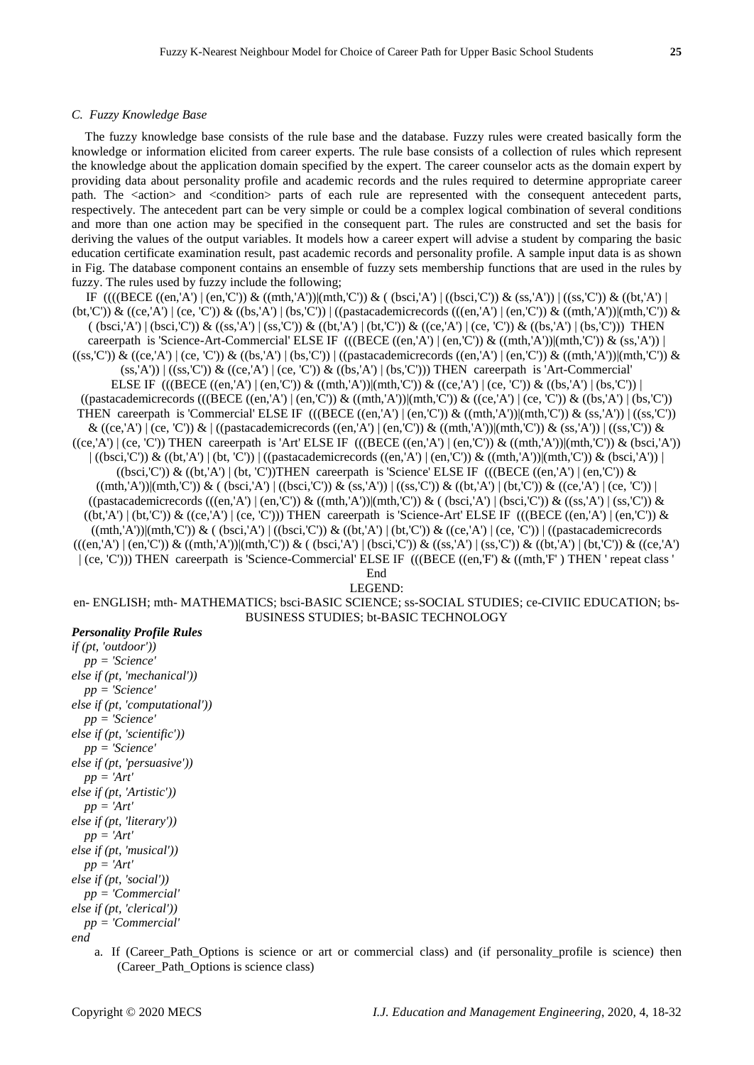### C. Fuzzy Knowledge Base

The fuzzy knowledge base consists of the rule base and the database. Fuzzy rules were created basically form the knowledge or information elicited from career experts. The rule base consists of a collection of rules which represent the knowledge about the application domain specified by the expert. The career counselor acts as the domain expert by providing data about personality profile and academic records and the rules required to determine appropriate career path. The <action> and <condition> parts of each rule are represented with the consequent antecedent parts, respectively. The antecedent part can be very simple or could be a complex logical combination of several conditions and more than one action may be specified in the consequent part. The rules are constructed and set the basis for deriving the values of the output variables. It models how a career expert will advise a student by comparing the basic education certificate examination result, past academic records and personality profile. A sample input data is as shown in Fig. The database component contains an ensemble of fuzzy sets membership functions that are used in the rules by fuzzy. The rules used by fuzzy include the following;

IF ((((BECE ((en,'A') | (en,'C')) & ((mth,'A'))|(mth,'C')) & ( (bsci,'A') | ((bsci,'C')) & (ss,'A')) | ((ss,'C')) & ((bt,'A') | (bt,'C')) & ((ce,'A') | (ce, 'C')) & ((bs,'A') | (bs,'C')) | ((pastacademicrecords (((en,'A') | (en,'C')) & ((mth,'A'))|(mth,'C')) & ( (bsci,'A') | (bsci,'C')) & ((ss,'A') | (ss,'C')) & ((bt,'A') | (bt,'C')) & ((ce,'A') | (ce, 'C')) & ((bs,'A') | (bs,'C'))) THEN careerpath is 'Science-Art-Commercial' ELSE IF (((BECE ((en,'A') | (en,'C')) & ((mth,'A'))|(mth,'C')) & (ss,'A')) | ((ss,'C')) & ((ce,'A') | (ce, 'C')) & ((bs,'A') | (bs,'C')) | ((pastacademicrecords ((en,'A') | (en,'C')) & ((mth,'A'))|(mth,'C')) & (ss,'A')) | ((ss,'C')) & ((ce,'A') | (ce, 'C')) & ((bs,'A') | (bs,'C'))) THEN careerpath is 'Art-Commercial' ELSE IF (((BECE ((en,'A') | (en,'C')) & ((mth,'A'))|(mth,'C')) & ((ce,'A') | (ce, 'C')) & ((bs,'A') | (bs,'C')) | ((pastacademicrecords (((BECE ((en,'A') | (en,'C')) & ((mth,'A'))|(mth,'C')) & ((ce,'A') | (ce, 'C')) & ((bs,'A') | (bs,'C')) THEN careerpath is 'Commercial' ELSE IF (((BECE ((en,'A') | (en,'C')) & ((mth,'A'))|(mth,'C')) & (ss,'A')) | ((ss,'C')) & ((ce,'A') | (ce, 'C')) & | ((pastacademicrecords ((en,'A') | (en,'C')) & ((mth,'A'))|(mth,'C')) & (ss,'A')) | ((ss,'C')) & ((ce,'A') | (ce, 'C')) THEN careerpath is 'Art' ELSE IF (((BECE ((en,'A') | (en,'C')) & ((mth,'A'))|(mth,'C')) & (bsci,'A')) | ((bsci,'C')) & ((bt,'A') | (bt, 'C')) | ((pastacademicrecords ((en,'A') | (en,'C')) & ((mth,'A'))|(mth,'C')) & (bsci,'A')) | ((bsci,'C')) & ((bt,'A') | (bt, 'C'))THEN careerpath is 'Science' ELSE IF (((BECE ((en,'A') | (en,'C')) & ((mth,'A'))|(mth,'C')) & ( (bsci,'A') | ((bsci,'C')) & (ss,'A')) | ((ss,'C')) & ((bt,'A') | (bt,'C')) & ((ce,'A') | (ce, 'C')) | ((pastacademicrecords (((en,'A') | (en,'C')) & ((mth,'A'))|(mth,'C')) & ( (bsci,'A') | (bsci,'C')) & ((ss,'A') | (ss,'C')) & ((bt,'A') | (bt,'C')) & ((ce,'A') | (ce, 'C'))) THEN careerpath is 'Science-Art' ELSE IF (((BECE ((en,'A') | (en,'C')) & ((mth,'A'))|(mth,'C')) & ( (bsci,'A') | ((bsci,'C')) & ((bt,'A') | (bt,'C')) & ((ce,'A') | (ce, 'C')) | ((pastacademicrecords (((en,'A') | (en,'C')) & ((mth,'A'))|(mth,'C')) & ( (bsci,'A') | (bsci,'C')) & ((ss,'A') | (ss,'C')) & ((bt,'A') | (bt,'C')) & ((ce,'A') | (ce, 'C'))) THEN careerpath is 'Science-Commercial' ELSE IF (((BECE ((en,'F') & ((mth,'F' ) THEN ' repeat class ' End

LEGEND:

en- ENGLISH; mth- MATHEMATICS; bsci-BASIC SCIENCE; ss-SOCIAL STUDIES; ce-CIVIIC EDUCATION; bs-BUSINESS STUDIES; bt-BASIC TECHNOLOGY

***Personality Profile Rules***

```
if (pt, 'outdoor'))
   pp = 'Science'
else if (pt, 'mechanical'))
   pp = 'Science'
else if (pt, 'computational'))
   pp = 'Science'
else if (pt, 'scientific'))
   pp = 'Science'
else if (pt, 'persuasive'))
   pp = 'Art'
else if (pt, 'Artistic'))
   pp = 'Art'
else if (pt, 'literary'))
   pp = 'Art'
else if (pt, 'musical'))
   pp = 'Art'
else if (pt, 'social'))
   pp = 'Commercial'
else if (pt, 'clerical'))
   pp = 'Commercial'
end
```

a. If (Career_Path_Options is science or art or commercial class) and (if personality_profile is science) then (Career_Path_Options is science class)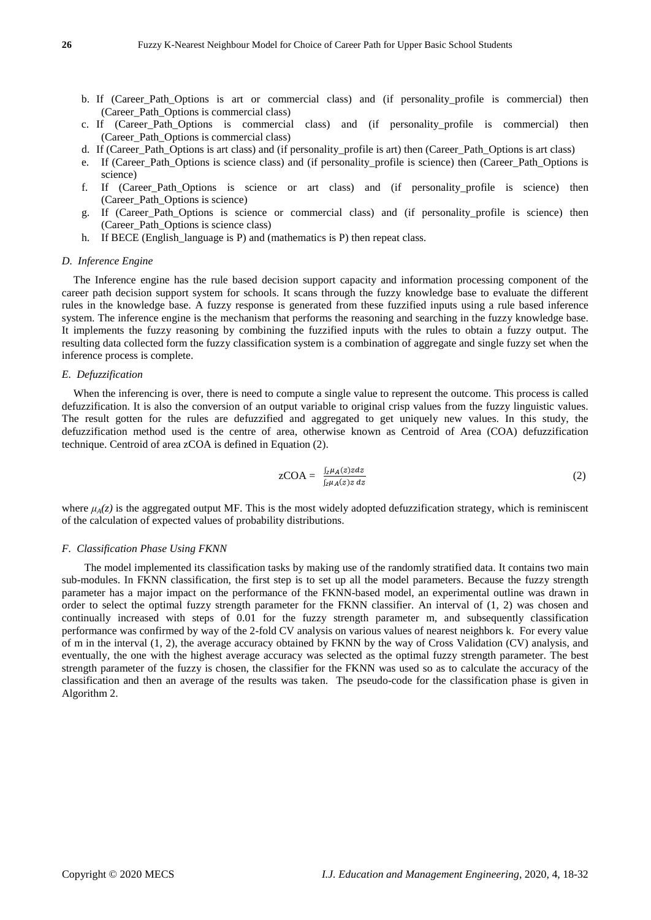b. If (Career_Path_Options is art or commercial class) and (if personality_profile is commercial) then (Career_Path_Options is commercial class)
c. If (Career_Path_Options is commercial class) and (if personality_profile is commercial) then (Career_Path_Options is commercial class)
d. If (Career_Path_Options is art class) and (if personality_profile is art) then (Career_Path_Options is art class)
e. If (Career_Path_Options is science class) and (if personality_profile is science) then (Career_Path_Options is science)
f. If (Career_Path_Options is science or art class) and (if personality_profile is science) then (Career_Path_Options is science)
g. If (Career_Path_Options is science or commercial class) and (if personality_profile is science) then (Career_Path_Options is science class)
h. If BECE (English_language is P) and (mathematics is P) then repeat class.

### *D. Inference Engine*

The Inference engine has the rule based decision support capacity and information processing component of the career path decision support system for schools. It scans through the fuzzy knowledge base to evaluate the different rules in the knowledge base. A fuzzy response is generated from these fuzzified inputs using a rule based inference system. The inference engine is the mechanism that performs the reasoning and searching in the fuzzy knowledge base. It implements the fuzzy reasoning by combining the fuzzified inputs with the rules to obtain a fuzzy output. The resulting data collected form the fuzzy classification system is a combination of aggregate and single fuzzy set when the inference process is complete.

### *E. Defuzzification*

When the inferencing is over, there is need to compute a single value to represent the outcome. This process is called defuzzification. It is also the conversion of an output variable to original crisp values from the fuzzy linguistic values. The result gotten for the rules are defuzzified and aggregated to get uniquely new values. In this study, the defuzzification method used is the centre of area, otherwise known as Centroid of Area (COA) defuzzification technique. Centroid of area zCOA is defined in Equation (2).

$$\text{zCOA} = \frac{\int_z \mu_A(z) z dz}{\int_z \mu_A(z) z \, dz} \tag{2}$$

where $\mu_A(z)$ is the aggregated output MF. This is the most widely adopted defuzzification strategy, which is reminiscent of the calculation of expected values of probability distributions.

### *F. Classification Phase Using FKNN*

The model implemented its classification tasks by making use of the randomly stratified data. It contains two main sub-modules. In FKNN classification, the first step is to set up all the model parameters. Because the fuzzy strength parameter has a major impact on the performance of the FKNN-based model, an experimental outline was drawn in order to select the optimal fuzzy strength parameter for the FKNN classifier. An interval of (1, 2) was chosen and continually increased with steps of 0.01 for the fuzzy strength parameter m, and subsequently classification performance was confirmed by way of the 2-fold CV analysis on various values of nearest neighbors k. For every value of m in the interval (1, 2), the average accuracy obtained by FKNN by the way of Cross Validation (CV) analysis, and eventually, the one with the highest average accuracy was selected as the optimal fuzzy strength parameter. The best strength parameter of the fuzzy is chosen, the classifier for the FKNN was used so as to calculate the accuracy of the classification and then an average of the results was taken. The pseudo-code for the classification phase is given in Algorithm 2.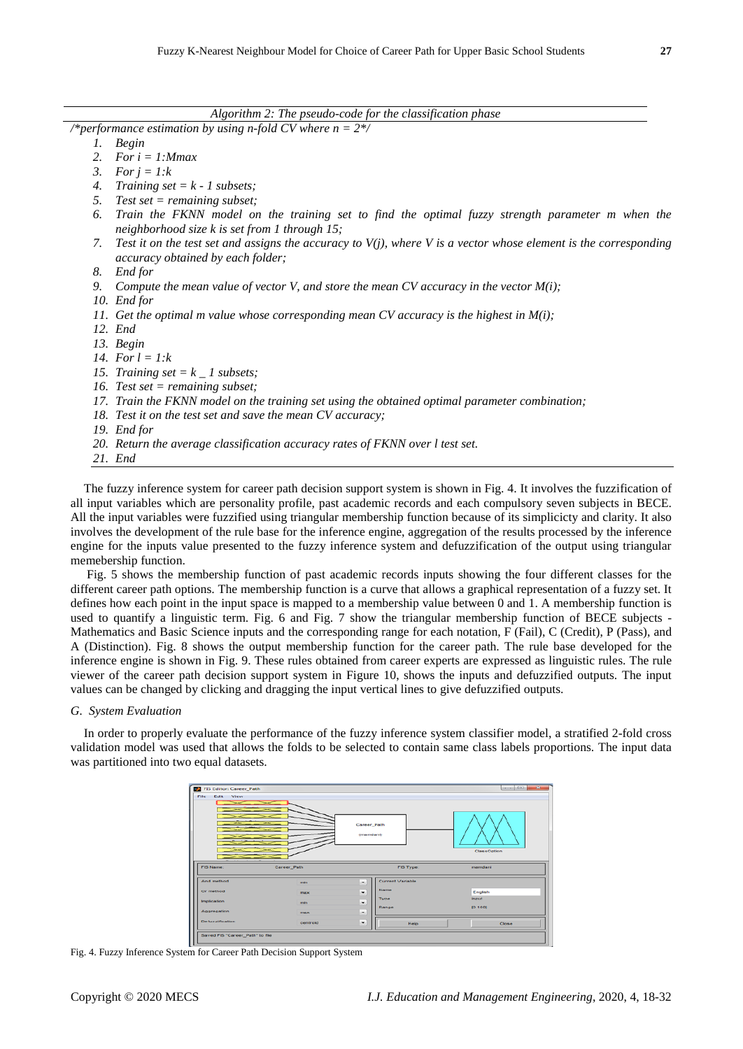*Algorithm 2: The pseudo-code for the classification phase*

*/\*performance estimation by using n-fold CV where n = 2\*/*

1. *Begin*
2. *For i = 1:Mmax*
3. *For j = 1:k*
4. *Training set = k - 1 subsets;*
5. *Test set = remaining subset;*
6. *Train the FKNN model on the training set to find the optimal fuzzy strength parameter m when the neighborhood size k is set from 1 through 15;*
7. *Test it on the test set and assigns the accuracy to V(j), where V is a vector whose element is the corresponding accuracy obtained by each folder;*
8. *End for*
9. *Compute the mean value of vector V, and store the mean CV accuracy in the vector M(i);*
10. *End for*
11. *Get the optimal m value whose corresponding mean CV accuracy is the highest in M(i);*
12. *End*
13. *Begin*
14. *For l = 1:k*
15. *Training set = k _ 1 subsets;*
16. *Test set = remaining subset;*
17. *Train the FKNN model on the training set using the obtained optimal parameter combination;*
18. *Test it on the test set and save the mean CV accuracy;*
19. *End for*
20. *Return the average classification accuracy rates of FKNN over l test set.*
21. *End*

The fuzzy inference system for career path decision support system is shown in Fig. 4. It involves the fuzzification of all input variables which are personality profile, past academic records and each compulsory seven subjects in BECE. All the input variables were fuzzified using triangular membership function because of its simplicicty and clarity. It also involves the development of the rule base for the inference engine, aggregation of the results processed by the inference engine for the inputs value presented to the fuzzy inference system and defuzzification of the output using triangular memebership function.

Fig. 5 shows the membership function of past academic records inputs showing the four different classes for the different career path options. The membership function is a curve that allows a graphical representation of a fuzzy set. It defines how each point in the input space is mapped to a membership value between 0 and 1. A membership function is used to quantify a linguistic term. Fig. 6 and Fig. 7 show the triangular membership function of BECE subjects - Mathematics and Basic Science inputs and the corresponding range for each notation, F (Fail), C (Credit), P (Pass), and A (Distinction). Fig. 8 shows the output membership function for the career path. The rule base developed for the inference engine is shown in Fig. 9. These rules obtained from career experts are expressed as linguistic rules. The rule viewer of the career path decision support system in Figure 10, shows the inputs and defuzzified outputs. The input values can be changed by clicking and dragging the input vertical lines to give defuzzified outputs.

### *G. System Evaluation*

In order to properly evaluate the performance of the fuzzy inference system classifier model, a stratified 2-fold cross validation model was used that allows the folds to be selected to contain same class labels proportions. The input data was partitioned into two equal datasets.

Fig. 4. Fuzzy Inference System for Career Path Decision Support System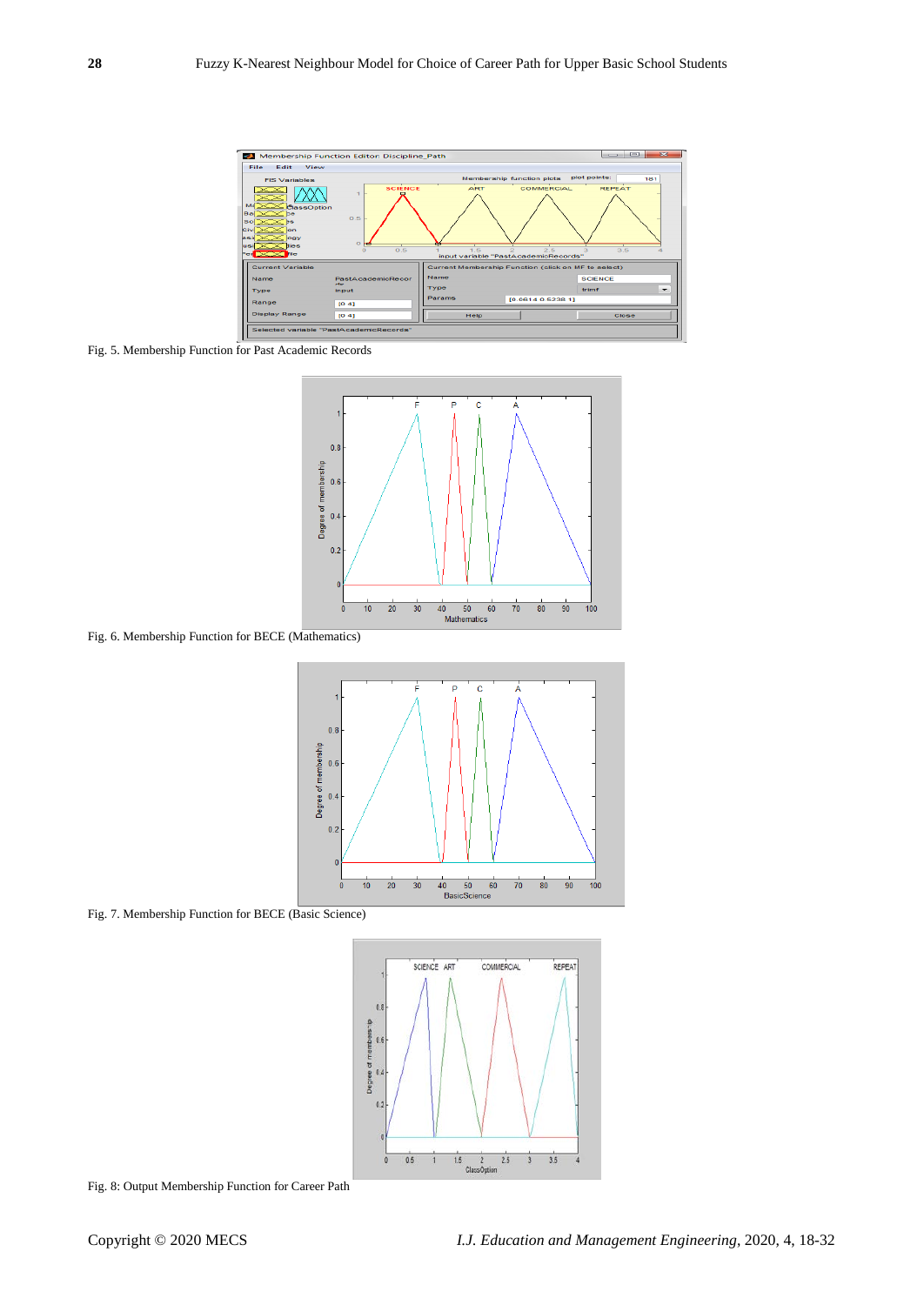Fig. 5. Membership Function for Past Academic Records

Fig. 6. Membership Function for BECE (Mathematics)

Fig. 7. Membership Function for BECE (Basic Science)

Fig. 8: Output Membership Function for Career Path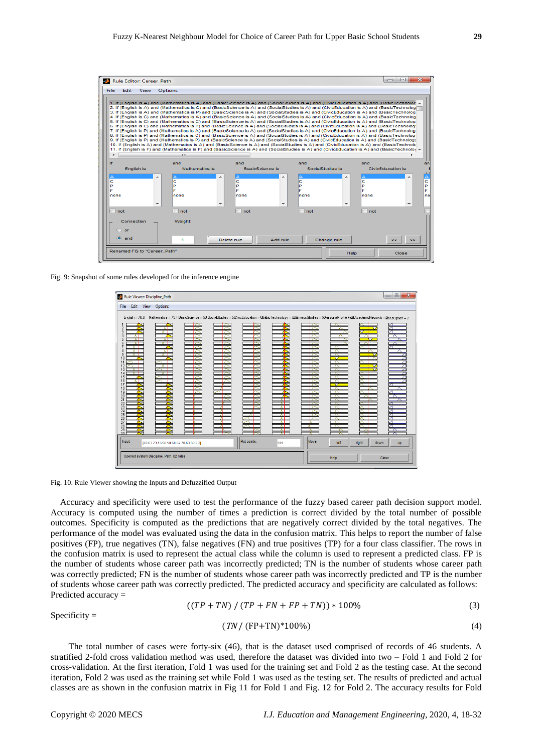Fig. 9: Snapshot of some rules developed for the inference engine

Fig. 10. Rule Viewer showing the Inputs and Defuzzified Output

Accuracy and specificity were used to test the performance of the fuzzy based career path decision support model. Accuracy is computed using the number of times a prediction is correct divided by the total number of possible outcomes. Specificity is computed as the predictions that are negatively correct divided by the total negatives. The performance of the model was evaluated using the data in the confusion matrix. This helps to report the number of false positives (FP), true negatives (TN), false negatives (FN) and true positives (TP) for a four class classifier. The rows in the confusion matrix is used to represent the actual class while the column is used to represent a predicted class. FP is the number of students whose career path was incorrectly predicted; TN is the number of students whose career path was correctly predicted; FN is the number of students whose career path was incorrectly predicted and TP is the number of students whose career path was correctly predicted. The predicted accuracy and specificity are calculated as follows:

Predicted accuracy =

$$((TP + TN) \,/\, (TP + FN + FP + TN)) * 100\% \tag{3}$$

Specificity =

$$(TN \,/\, (FP+TN)*100\%) \tag{4}$$

The total number of cases were forty-six (46), that is the dataset used comprised of records of 46 students. A stratified 2-fold cross validation method was used, therefore the dataset was divided into two – Fold 1 and Fold 2 for cross-validation. At the first iteration, Fold 1 was used for the training set and Fold 2 as the testing case. At the second iteration, Fold 2 was used as the training set while Fold 1 was used as the testing set. The results of predicted and actual classes are as shown in the confusion matrix in Fig 11 for Fold 1 and Fig. 12 for Fold 2. The accuracy results for Fold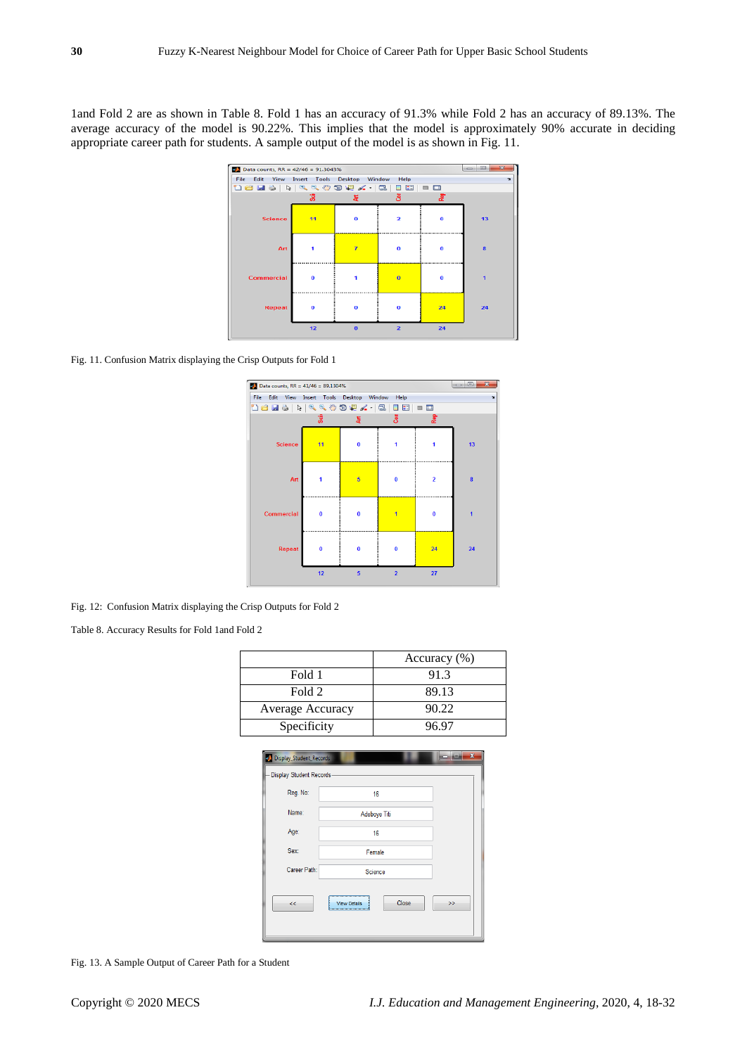1and Fold 2 are as shown in Table 8. Fold 1 has an accuracy of 91.3% while Fold 2 has an accuracy of 89.13%. The average accuracy of the model is 90.22%. This implies that the model is approximately 90% accurate in deciding appropriate career path for students. A sample output of the model is as shown in Fig. 11.

Fig. 11. Confusion Matrix displaying the Crisp Outputs for Fold 1

Fig. 12: Confusion Matrix displaying the Crisp Outputs for Fold 2

Table 8. Accuracy Results for Fold 1and Fold 2

| | Accuracy (%) |
|---|---|
| Fold 1 | 91.3 |
| Fold 2 | 89.13 |
| Average Accuracy | 90.22 |
| Specificity | 96.97 |

Fig. 13. A Sample Output of Career Path for a Student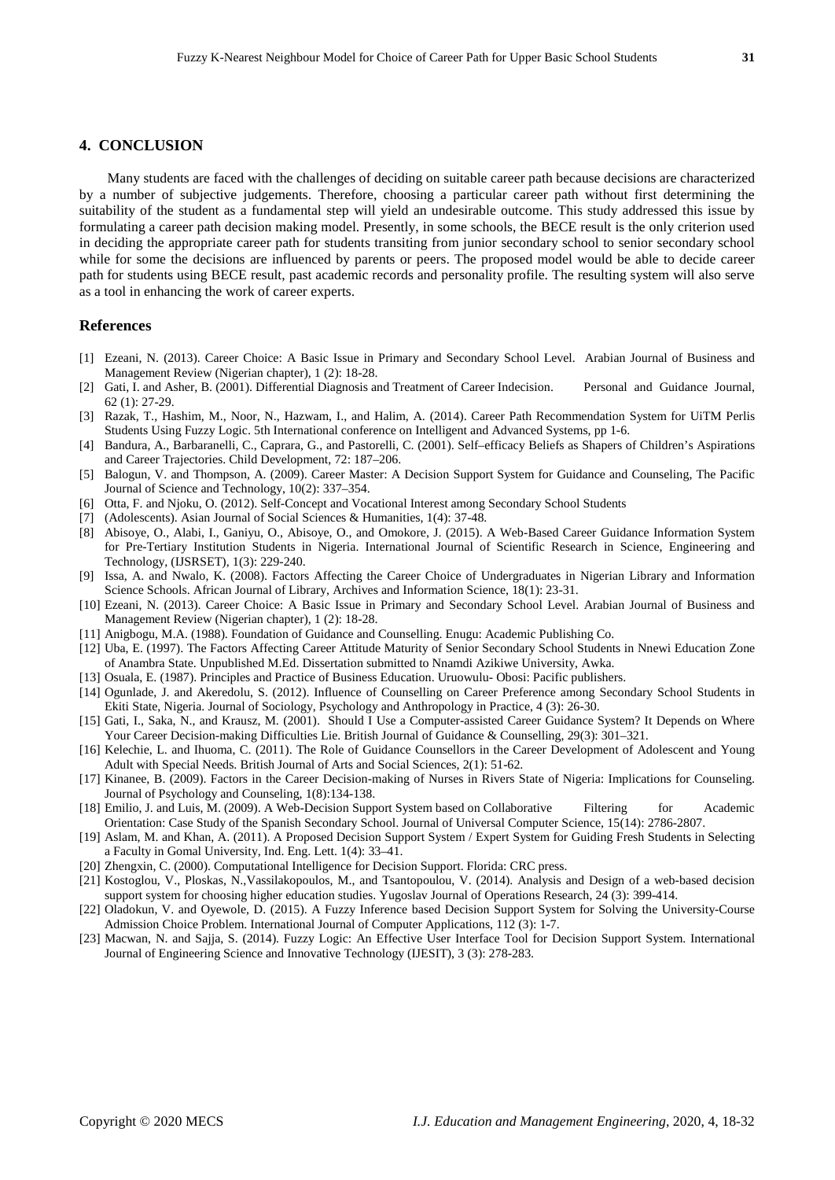## 4. CONCLUSION

Many students are faced with the challenges of deciding on suitable career path because decisions are characterized by a number of subjective judgements. Therefore, choosing a particular career path without first determining the suitability of the student as a fundamental step will yield an undesirable outcome. This study addressed this issue by formulating a career path decision making model. Presently, in some schools, the BECE result is the only criterion used in deciding the appropriate career path for students transiting from junior secondary school to senior secondary school while for some the decisions are influenced by parents or peers. The proposed model would be able to decide career path for students using BECE result, past academic records and personality profile. The resulting system will also serve as a tool in enhancing the work of career experts.

## References

[1] Ezeani, N. (2013). Career Choice: A Basic Issue in Primary and Secondary School Level. Arabian Journal of Business and Management Review (Nigerian chapter), 1 (2): 18-28.

[2] Gati, I. and Asher, B. (2001). Differential Diagnosis and Treatment of Career Indecision. Personal and Guidance Journal, 62 (1): 27-29.

[3] Razak, T., Hashim, M., Noor, N., Hazwam, I., and Halim, A. (2014). Career Path Recommendation System for UiTM Perlis Students Using Fuzzy Logic. 5th International conference on Intelligent and Advanced Systems, pp 1-6.

[4] Bandura, A., Barbaranelli, C., Caprara, G., and Pastorelli, C. (2001). Self–efficacy Beliefs as Shapers of Children's Aspirations and Career Trajectories. Child Development, 72: 187–206.

[5] Balogun, V. and Thompson, A. (2009). Career Master: A Decision Support System for Guidance and Counseling, The Pacific Journal of Science and Technology, 10(2): 337–354.

[6] Otta, F. and Njoku, O. (2012). Self-Concept and Vocational Interest among Secondary School Students

[7] (Adolescents). Asian Journal of Social Sciences & Humanities, 1(4): 37-48.

[8] Abisoye, O., Alabi, I., Ganiyu, O., Abisoye, O., and Omokore, J. (2015). A Web-Based Career Guidance Information System for Pre-Tertiary Institution Students in Nigeria. International Journal of Scientific Research in Science, Engineering and Technology, (IJSRSET), 1(3): 229-240.

[9] Issa, A. and Nwalo, K. (2008). Factors Affecting the Career Choice of Undergraduates in Nigerian Library and Information Science Schools. African Journal of Library, Archives and Information Science, 18(1): 23-31.

[10] Ezeani, N. (2013). Career Choice: A Basic Issue in Primary and Secondary School Level. Arabian Journal of Business and Management Review (Nigerian chapter), 1 (2): 18-28.

[11] Anigbogu, M.A. (1988). Foundation of Guidance and Counselling. Enugu: Academic Publishing Co.

[12] Uba, E. (1997). The Factors Affecting Career Attitude Maturity of Senior Secondary School Students in Nnewi Education Zone of Anambra State. Unpublished M.Ed. Dissertation submitted to Nnamdi Azikiwe University, Awka.

[13] Osuala, E. (1987). Principles and Practice of Business Education. Uruowulu- Obosi: Pacific publishers.

[14] Ogunlade, J. and Akeredolu, S. (2012). Influence of Counselling on Career Preference among Secondary School Students in Ekiti State, Nigeria. Journal of Sociology, Psychology and Anthropology in Practice, 4 (3): 26-30.

[15] Gati, I., Saka, N., and Krausz, M. (2001). Should I Use a Computer-assisted Career Guidance System? It Depends on Where Your Career Decision-making Difficulties Lie. British Journal of Guidance & Counselling, 29(3): 301–321.

[16] Kelechie, L. and Ihuoma, C. (2011). The Role of Guidance Counsellors in the Career Development of Adolescent and Young Adult with Special Needs. British Journal of Arts and Social Sciences, 2(1): 51-62.

[17] Kinanee, B. (2009). Factors in the Career Decision-making of Nurses in Rivers State of Nigeria: Implications for Counseling. Journal of Psychology and Counseling, 1(8):134-138.

[18] Emilio, J. and Luis, M. (2009). A Web-Decision Support System based on Collaborative Filtering for Academic Orientation: Case Study of the Spanish Secondary School. Journal of Universal Computer Science, 15(14): 2786-2807.

[19] Aslam, M. and Khan, A. (2011). A Proposed Decision Support System / Expert System for Guiding Fresh Students in Selecting a Faculty in Gomal University, Ind. Eng. Lett. 1(4): 33–41.

[20] Zhengxin, C. (2000). Computational Intelligence for Decision Support. Florida: CRC press.

[21] Kostoglou, V., Ploskas, N.,Vassilakopoulos, M., and Tsantopoulou, V. (2014). Analysis and Design of a web-based decision support system for choosing higher education studies. Yugoslav Journal of Operations Research, 24 (3): 399-414.

[22] Oladokun, V. and Oyewole, D. (2015). A Fuzzy Inference based Decision Support System for Solving the University-Course Admission Choice Problem. International Journal of Computer Applications, 112 (3): 1-7.

[23] Macwan, N. and Sajja, S. (2014). Fuzzy Logic: An Effective User Interface Tool for Decision Support System. International Journal of Engineering Science and Innovative Technology (IJESIT), 3 (3): 278-283.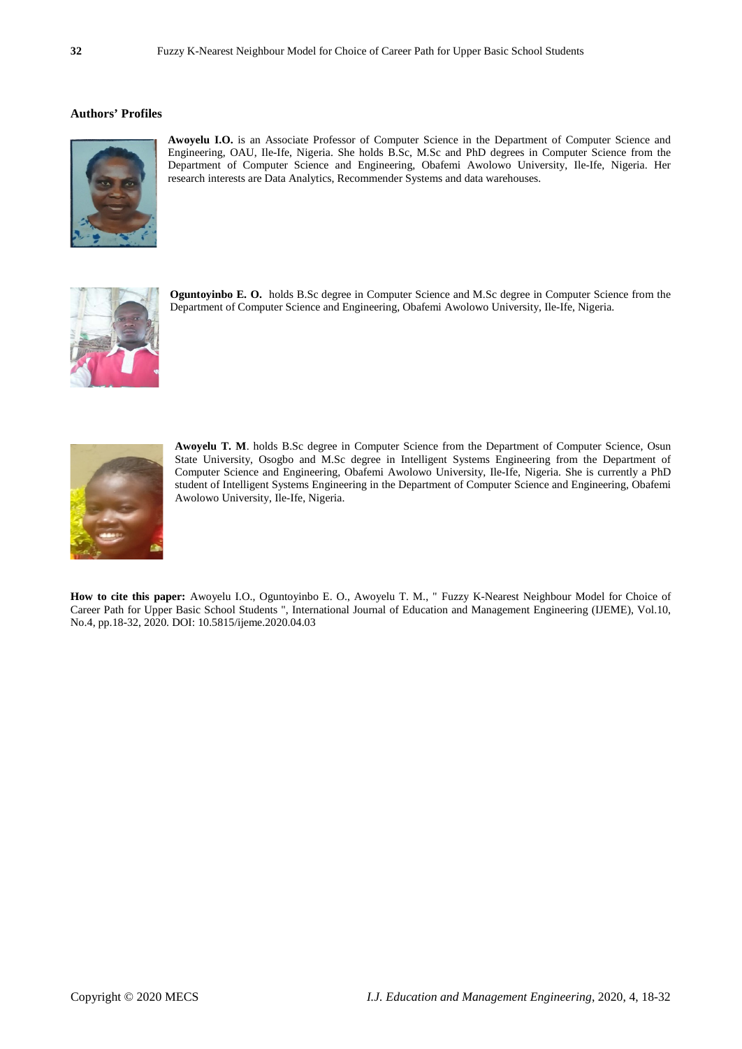### Authors' Profiles

**Awoyelu I.O.** is an Associate Professor of Computer Science in the Department of Computer Science and Engineering, OAU, Ile-Ife, Nigeria. She holds B.Sc, M.Sc and PhD degrees in Computer Science from the Department of Computer Science and Engineering, Obafemi Awolowo University, Ile-Ife, Nigeria. Her research interests are Data Analytics, Recommender Systems and data warehouses.

**Oguntoyinbo E. O.** holds B.Sc degree in Computer Science and M.Sc degree in Computer Science from the Department of Computer Science and Engineering, Obafemi Awolowo University, Ile-Ife, Nigeria.

**Awoyelu T. M**. holds B.Sc degree in Computer Science from the Department of Computer Science, Osun State University, Osogbo and M.Sc degree in Intelligent Systems Engineering from the Department of Computer Science and Engineering, Obafemi Awolowo University, Ile-Ife, Nigeria. She is currently a PhD student of Intelligent Systems Engineering in the Department of Computer Science and Engineering, Obafemi Awolowo University, Ile-Ife, Nigeria.

**How to cite this paper:** Awoyelu I.O., Oguntoyinbo E. O., Awoyelu T. M., " Fuzzy K-Nearest Neighbour Model for Choice of Career Path for Upper Basic School Students ", International Journal of Education and Management Engineering (IJEME), Vol.10, No.4, pp.18-32, 2020. DOI: 10.5815/ijeme.2020.04.03